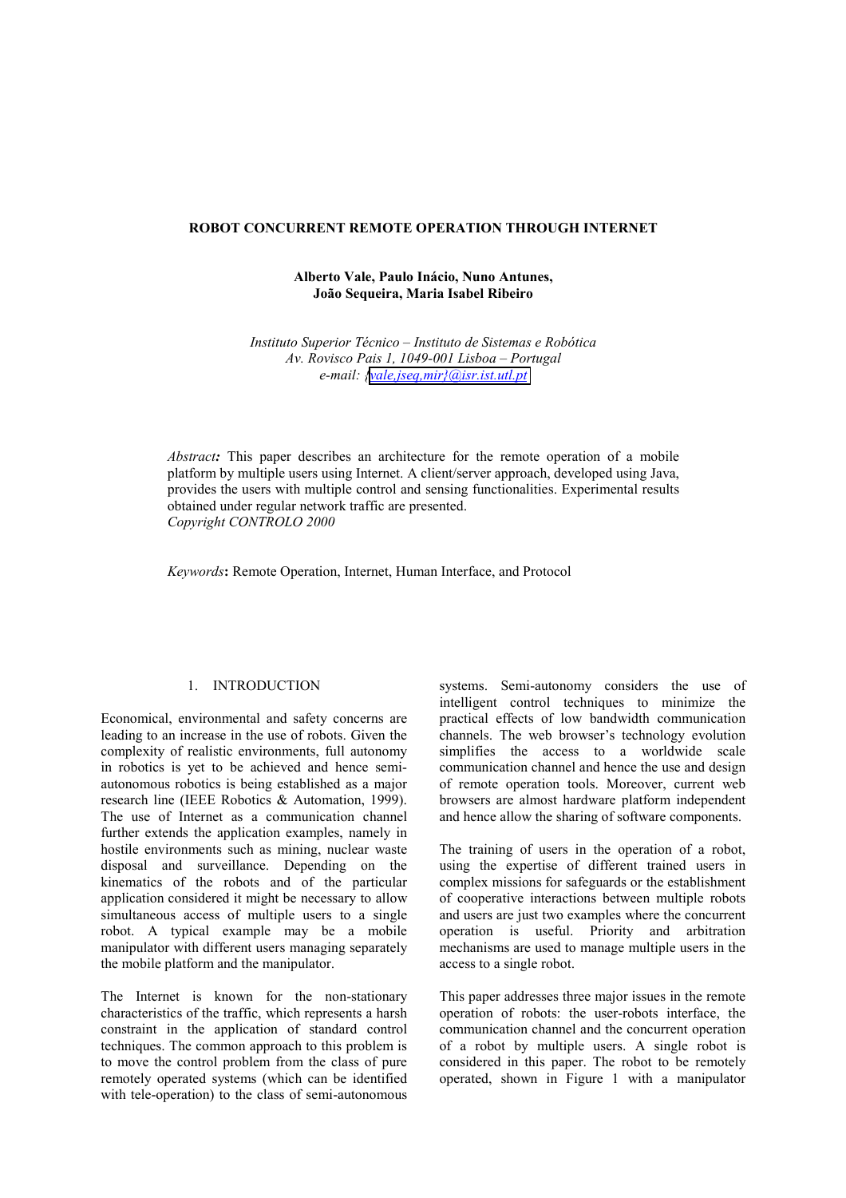# ROBOT CONCURRENT REMOTE OPERATION THROUGH INTERNET

**Alberto Vale, Paulo Inácio, Nuno Antunes,**
**João Sequeira, Maria Isabel Ribeiro**

*Instituto Superior Técnico – Instituto de Sistemas e Robótica*
*Av. Rovisco Pais 1, 1049-001 Lisboa – Portugal*
*e-mail: {vale,jseq,mir}@isr.ist.utl.pt*

*Abstract:* This paper describes an architecture for the remote operation of a mobile platform by multiple users using Internet. A client/server approach, developed using Java, provides the users with multiple control and sensing functionalities. Experimental results obtained under regular network traffic are presented.
*Copyright CONTROLO 2000*

*Keywords*: Remote Operation, Internet, Human Interface, and Protocol

## 1. INTRODUCTION

Economical, environmental and safety concerns are leading to an increase in the use of robots. Given the complexity of realistic environments, full autonomy in robotics is yet to be achieved and hence semi-autonomous robotics is being established as a major research line (IEEE Robotics & Automation, 1999). The use of Internet as a communication channel further extends the application examples, namely in hostile environments such as mining, nuclear waste disposal and surveillance. Depending on the kinematics of the robots and of the particular application considered it might be necessary to allow simultaneous access of multiple users to a single robot. A typical example may be a mobile manipulator with different users managing separately the mobile platform and the manipulator.

The Internet is known for the non-stationary characteristics of the traffic, which represents a harsh constraint in the application of standard control techniques. The common approach to this problem is to move the control problem from the class of pure remotely operated systems (which can be identified with tele-operation) to the class of semi-autonomous systems. Semi-autonomy considers the use of intelligent control techniques to minimize the practical effects of low bandwidth communication channels. The web browser's technology evolution simplifies the access to a worldwide scale communication channel and hence the use and design of remote operation tools. Moreover, current web browsers are almost hardware platform independent and hence allow the sharing of software components.

The training of users in the operation of a robot, using the expertise of different trained users in complex missions for safeguards or the establishment of cooperative interactions between multiple robots and users are just two examples where the concurrent operation is useful. Priority and arbitration mechanisms are used to manage multiple users in the access to a single robot.

This paper addresses three major issues in the remote operation of robots: the user-robots interface, the communication channel and the concurrent operation of a robot by multiple users. A single robot is considered in this paper. The robot to be remotely operated, shown in Figure 1 with a manipulator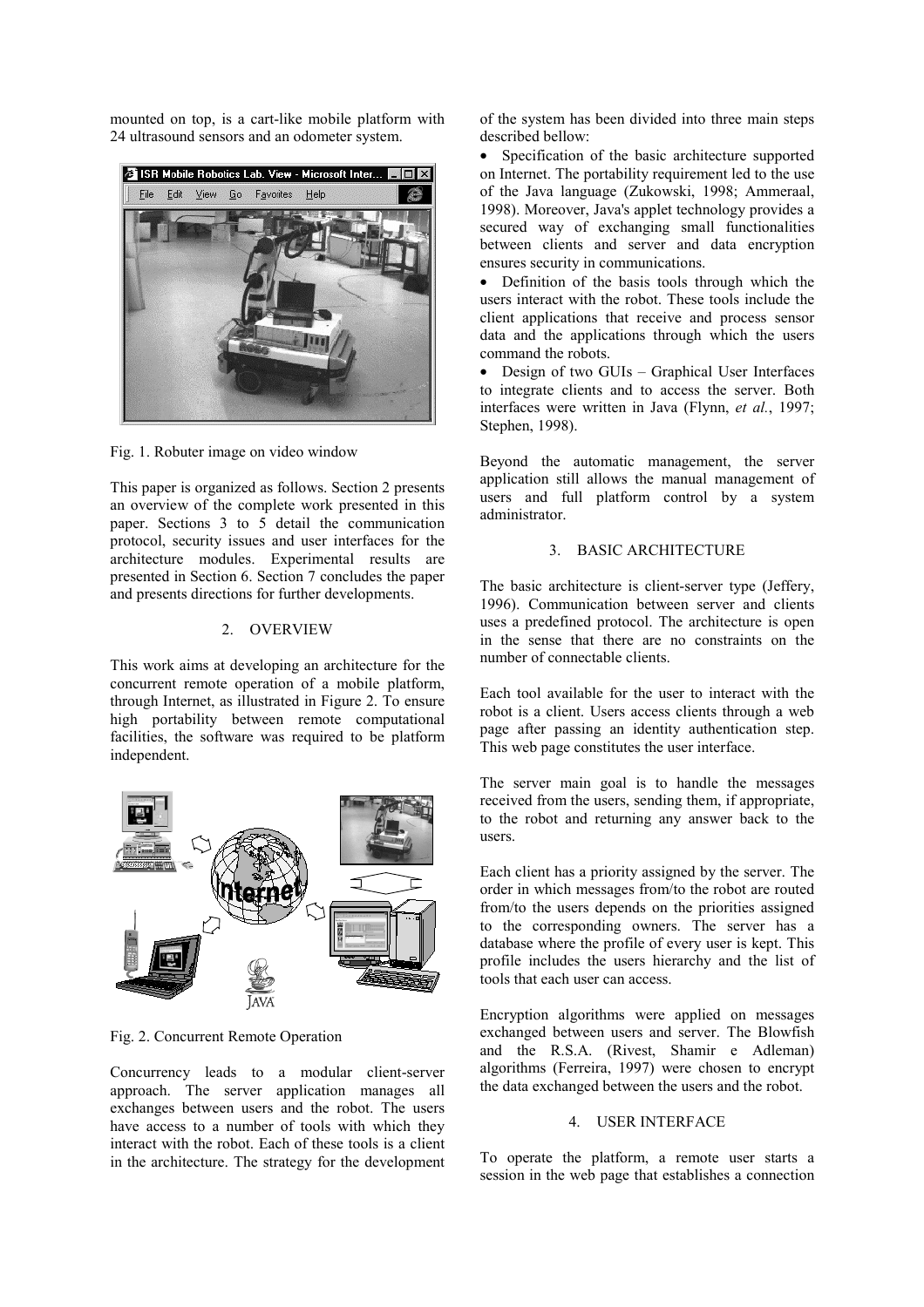mounted on top, is a cart-like mobile platform with 24 ultrasound sensors and an odometer system.

Fig. 1. Robuter image on video window

This paper is organized as follows. Section 2 presents an overview of the complete work presented in this paper. Sections 3 to 5 detail the communication protocol, security issues and user interfaces for the architecture modules. Experimental results are presented in Section 6. Section 7 concludes the paper and presents directions for further developments.

## 2. OVERVIEW

This work aims at developing an architecture for the concurrent remote operation of a mobile platform, through Internet, as illustrated in Figure 2. To ensure high portability between remote computational facilities, the software was required to be platform independent.

Fig. 2. Concurrent Remote Operation

Concurrency leads to a modular client-server approach. The server application manages all exchanges between users and the robot. The users have access to a number of tools with which they interact with the robot. Each of these tools is a client in the architecture. The strategy for the development of the system has been divided into three main steps described bellow:

- Specification of the basic architecture supported on Internet. The portability requirement led to the use of the Java language (Zukowski, 1998; Ammeraal, 1998). Moreover, Java's applet technology provides a secured way of exchanging small functionalities between clients and server and data encryption ensures security in communications.
- Definition of the basis tools through which the users interact with the robot. These tools include the client applications that receive and process sensor data and the applications through which the users command the robots.
- Design of two GUIs – Graphical User Interfaces to integrate clients and to access the server. Both interfaces were written in Java (Flynn, *et al.*, 1997; Stephen, 1998).

Beyond the automatic management, the server application still allows the manual management of users and full platform control by a system administrator.

## 3. BASIC ARCHITECTURE

The basic architecture is client-server type (Jeffery, 1996). Communication between server and clients uses a predefined protocol. The architecture is open in the sense that there are no constraints on the number of connectable clients.

Each tool available for the user to interact with the robot is a client. Users access clients through a web page after passing an identity authentication step. This web page constitutes the user interface.

The server main goal is to handle the messages received from the users, sending them, if appropriate, to the robot and returning any answer back to the users.

Each client has a priority assigned by the server. The order in which messages from/to the robot are routed from/to the users depends on the priorities assigned to the corresponding owners. The server has a database where the profile of every user is kept. This profile includes the users hierarchy and the list of tools that each user can access.

Encryption algorithms were applied on messages exchanged between users and server. The Blowfish and the R.S.A. (Rivest, Shamir e Adleman) algorithms (Ferreira, 1997) were chosen to encrypt the data exchanged between the users and the robot.

## 4. USER INTERFACE

To operate the platform, a remote user starts a session in the web page that establishes a connection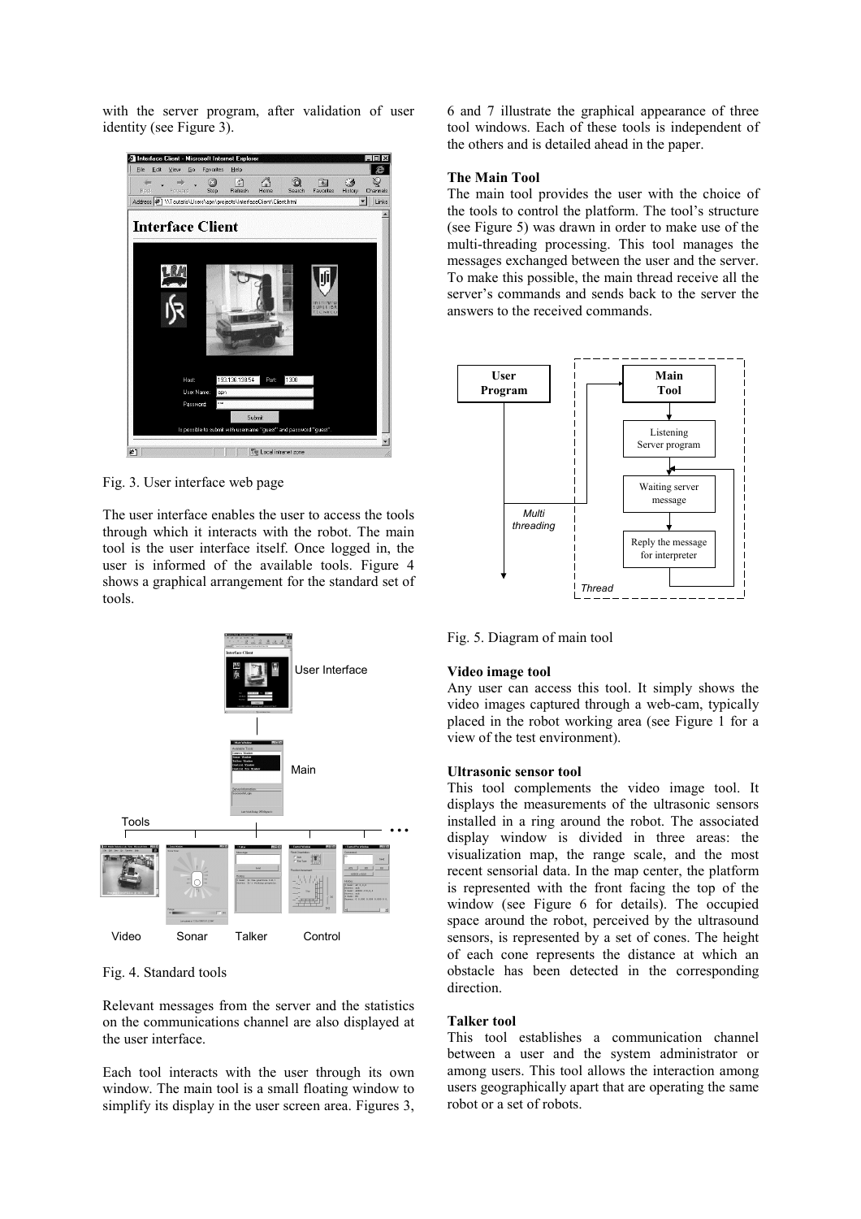with the server program, after validation of user identity (see Figure 3).

Fig. 3. User interface web page

The user interface enables the user to access the tools through which it interacts with the robot. The main tool is the user interface itself. Once logged in, the user is informed of the available tools. Figure 4 shows a graphical arrangement for the standard set of tools.

Fig. 4. Standard tools

Relevant messages from the server and the statistics on the communications channel are also displayed at the user interface.

Each tool interacts with the user through its own window. The main tool is a small floating window to simplify its display in the user screen area. Figures 3, 6 and 7 illustrate the graphical appearance of three tool windows. Each of these tools is independent of the others and is detailed ahead in the paper.

### The Main Tool

The main tool provides the user with the choice of the tools to control the platform. The tool's structure (see Figure 5) was drawn in order to make use of the multi-threading processing. This tool manages the messages exchanged between the user and the server. To make this possible, the main thread receive all the server's commands and sends back to the server the answers to the received commands.

Fig. 5. Diagram of main tool

### Video image tool

Any user can access this tool. It simply shows the video images captured through a web-cam, typically placed in the robot working area (see Figure 1 for a view of the test environment).

### Ultrasonic sensor tool

This tool complements the video image tool. It displays the measurements of the ultrasonic sensors installed in a ring around the robot. The associated display window is divided in three areas: the visualization map, the range scale, and the most recent sensorial data. In the map center, the platform is represented with the front facing the top of the window (see Figure 6 for details). The occupied space around the robot, perceived by the ultrasound sensors, is represented by a set of cones. The height of each cone represents the distance at which an obstacle has been detected in the corresponding direction.

### Talker tool

This tool establishes a communication channel between a user and the system administrator or among users. This tool allows the interaction among users geographically apart that are operating the same robot or a set of robots.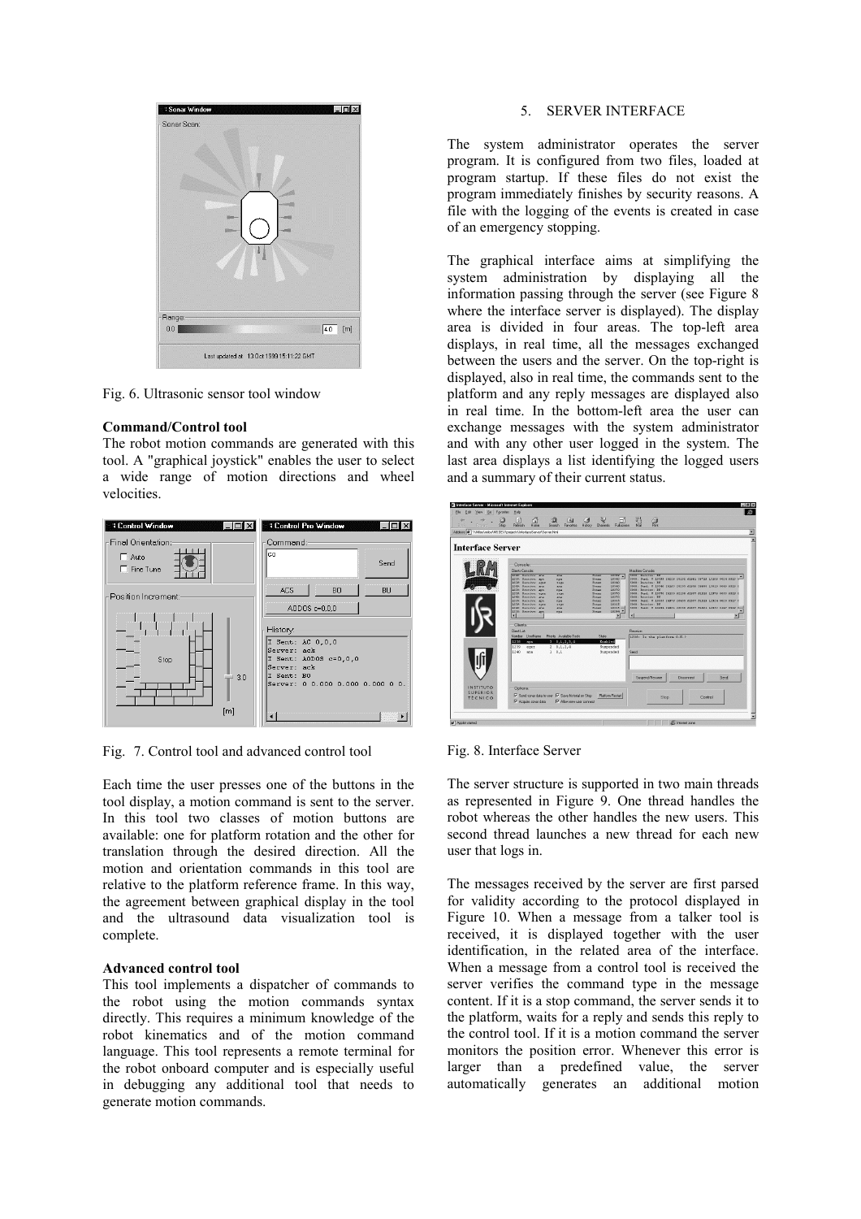Fig. 6. Ultrasonic sensor tool window

**Command/Control tool**

The robot motion commands are generated with this tool. A "graphical joystick" enables the user to select a wide range of motion directions and wheel velocities.

Fig. 7. Control tool and advanced control tool

Each time the user presses one of the buttons in the tool display, a motion command is sent to the server. In this tool two classes of motion buttons are available: one for platform rotation and the other for translation through the desired direction. All the motion and orientation commands in this tool are relative to the platform reference frame. In this way, the agreement between graphical display in the tool and the ultrasound data visualization tool is complete.

**Advanced control tool**

This tool implements a dispatcher of commands to the robot using the motion commands syntax directly. This requires a minimum knowledge of the robot kinematics and of the motion command language. This tool represents a remote terminal for the robot onboard computer and is especially useful in debugging any additional tool that needs to generate motion commands.

## 5. SERVER INTERFACE

The system administrator operates the server program. It is configured from two files, loaded at program startup. If these files do not exist the program immediately finishes by security reasons. A file with the logging of the events is created in case of an emergency stopping.

The graphical interface aims at simplifying the system administration by displaying all the information passing through the server (see Figure 8 where the interface server is displayed). The display area is divided in four areas. The top-left area displays, in real time, all the messages exchanged between the users and the server. On the top-right is displayed, also in real time, the commands sent to the platform and any reply messages are displayed also in real time. In the bottom-left area the user can exchange messages with the system administrator and with any other user logged in the system. The last area displays a list identifying the logged users and a summary of their current status.

Fig. 8. Interface Server

The server structure is supported in two main threads as represented in Figure 9. One thread handles the robot whereas the other handles the new users. This second thread launches a new thread for each new user that logs in.

The messages received by the server are first parsed for validity according to the protocol displayed in Figure 10. When a message from a talker tool is received, it is displayed together with the user identification, in the related area of the interface. When a message from a control tool is received the server verifies the command type in the message content. If it is a stop command, the server sends it to the platform, waits for a reply and sends this reply to the control tool. If it is a motion command the server monitors the position error. Whenever this error is larger than a predefined value, the server automatically generates an additional motion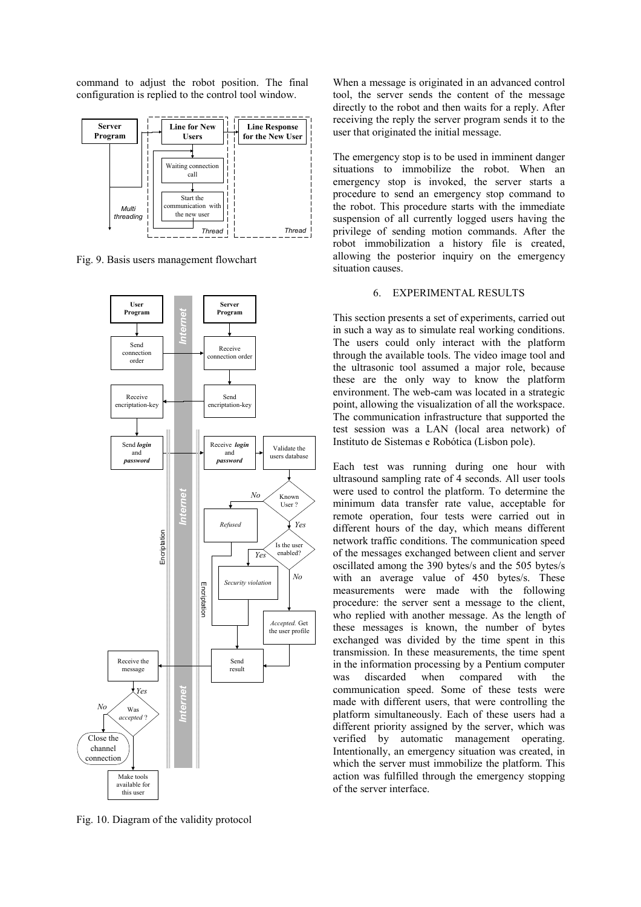command to adjust the robot position. The final configuration is replied to the control tool window.

Fig. 9. Basis users management flowchart

Fig. 10. Diagram of the validity protocol

When a message is originated in an advanced control tool, the server sends the content of the message directly to the robot and then waits for a reply. After receiving the reply the server program sends it to the user that originated the initial message.

The emergency stop is to be used in imminent danger situations to immobilize the robot. When an emergency stop is invoked, the server starts a procedure to send an emergency stop command to the robot. This procedure starts with the immediate suspension of all currently logged users having the privilege of sending motion commands. After the robot immobilization a history file is created, allowing the posterior inquiry on the emergency situation causes.

## 6. EXPERIMENTAL RESULTS

This section presents a set of experiments, carried out in such a way as to simulate real working conditions. The users could only interact with the platform through the available tools. The video image tool and the ultrasonic tool assumed a major role, because these are the only way to know the platform environment. The web-cam was located in a strategic point, allowing the visualization of all the workspace. The communication infrastructure that supported the test session was a LAN (local area network) of Instituto de Sistemas e Robótica (Lisbon pole).

Each test was running during one hour with ultrasound sampling rate of 4 seconds. All user tools were used to control the platform. To determine the minimum data transfer rate value, acceptable for remote operation, four tests were carried out in different hours of the day, which means different network traffic conditions. The communication speed of the messages exchanged between client and server oscillated among the 390 bytes/s and the 505 bytes/s with an average value of 450 bytes/s. These measurements were made with the following procedure: the server sent a message to the client, who replied with another message. As the length of these messages is known, the number of bytes exchanged was divided by the time spent in this transmission. In these measurements, the time spent in the information processing by a Pentium computer was discarded when compared with the communication speed. Some of these tests were made with different users, that were controlling the platform simultaneously. Each of these users had a different priority assigned by the server, which was verified by automatic management operating. Intentionally, an emergency situation was created, in which the server must immobilize the platform. This action was fulfilled through the emergency stopping of the server interface.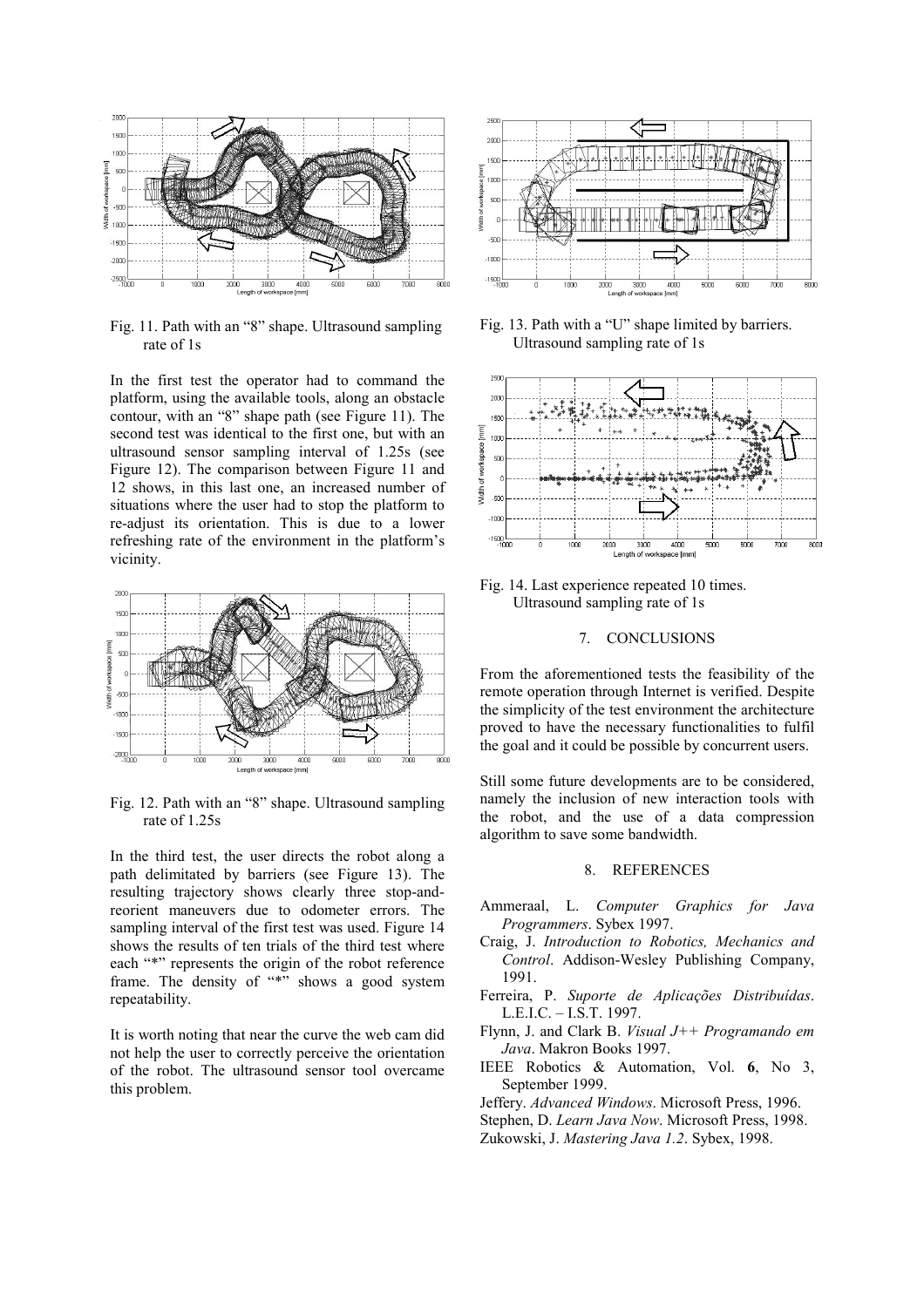2000
1500
1000
500
0
-500
-1000
-1500
-2000
-2500
-1000 0 1000 2000 3000 4000 5000 6000 7000 8000
Width of workspace [mm]
Length of workspace [mm]

Fig. 11. Path with an "8" shape. Ultrasound sampling rate of 1s

In the first test the operator had to command the platform, using the available tools, along an obstacle contour, with an "8" shape path (see Figure 11). The second test was identical to the first one, but with an ultrasound sensor sampling interval of 1.25s (see Figure 12). The comparison between Figure 11 and 12 shows, in this last one, an increased number of situations where the user had to stop the platform to re-adjust its orientation. This is due to a lower refreshing rate of the environment in the platform's vicinity.

2000
1500
1000
500
0
-500
-1000
-1500
-2000
-1000 0 1000 2000 3000 4000 5000 6000 7000 8000
Width of workspace [mm]
Length of workspace [mm]

Fig. 12. Path with an "8" shape. Ultrasound sampling rate of 1.25s

In the third test, the user directs the robot along a path delimitated by barriers (see Figure 13). The resulting trajectory shows clearly three stop-and-reorient maneuvers due to odometer errors. The sampling interval of the first test was used. Figure 14 shows the results of ten trials of the third test where each "*" represents the origin of the robot reference frame. The density of "*" shows a good system repeatability.

It is worth noting that near the curve the web cam did not help the user to correctly perceive the orientation of the robot. The ultrasound sensor tool overcame this problem.

2500
2000
1500
1000
500
0
-500
-1000
-1500
-1000 0 1000 2000 3000 4000 5000 6000 7000 8000
Width of workspace [mm]
Length of workspace [mm]

Fig. 13. Path with a "U" shape limited by barriers. Ultrasound sampling rate of 1s

2500
2000
1500
1000
500
0
-500
-1000
-1500
-1000 0 1000 2000 3000 4000 5000 6000 7000 8000
Width of workspace [mm]
Length of workspace [mm]

Fig. 14. Last experience repeated 10 times. Ultrasound sampling rate of 1s

## 7. CONCLUSIONS

From the aforementioned tests the feasibility of the remote operation through Internet is verified. Despite the simplicity of the test environment the architecture proved to have the necessary functionalities to fulfil the goal and it could be possible by concurrent users.

Still some future developments are to be considered, namely the inclusion of new interaction tools with the robot, and the use of a data compression algorithm to save some bandwidth.

## 8. REFERENCES

Ammeraal, L. *Computer Graphics for Java Programmers*. Sybex 1997.

Craig, J. *Introduction to Robotics, Mechanics and Control*. Addison-Wesley Publishing Company, 1991.

Ferreira, P. *Suporte de Aplicações Distribuídas*. L.E.I.C. – I.S.T. 1997.

Flynn, J. and Clark B. *Visual J++ Programando em Java*. Makron Books 1997.

IEEE Robotics & Automation, Vol. **6**, No 3, September 1999.

Jeffery. *Advanced Windows*. Microsoft Press, 1996.

Stephen, D. *Learn Java Now*. Microsoft Press, 1998.

Zukowski, J. *Mastering Java 1.2*. Sybex, 1998.